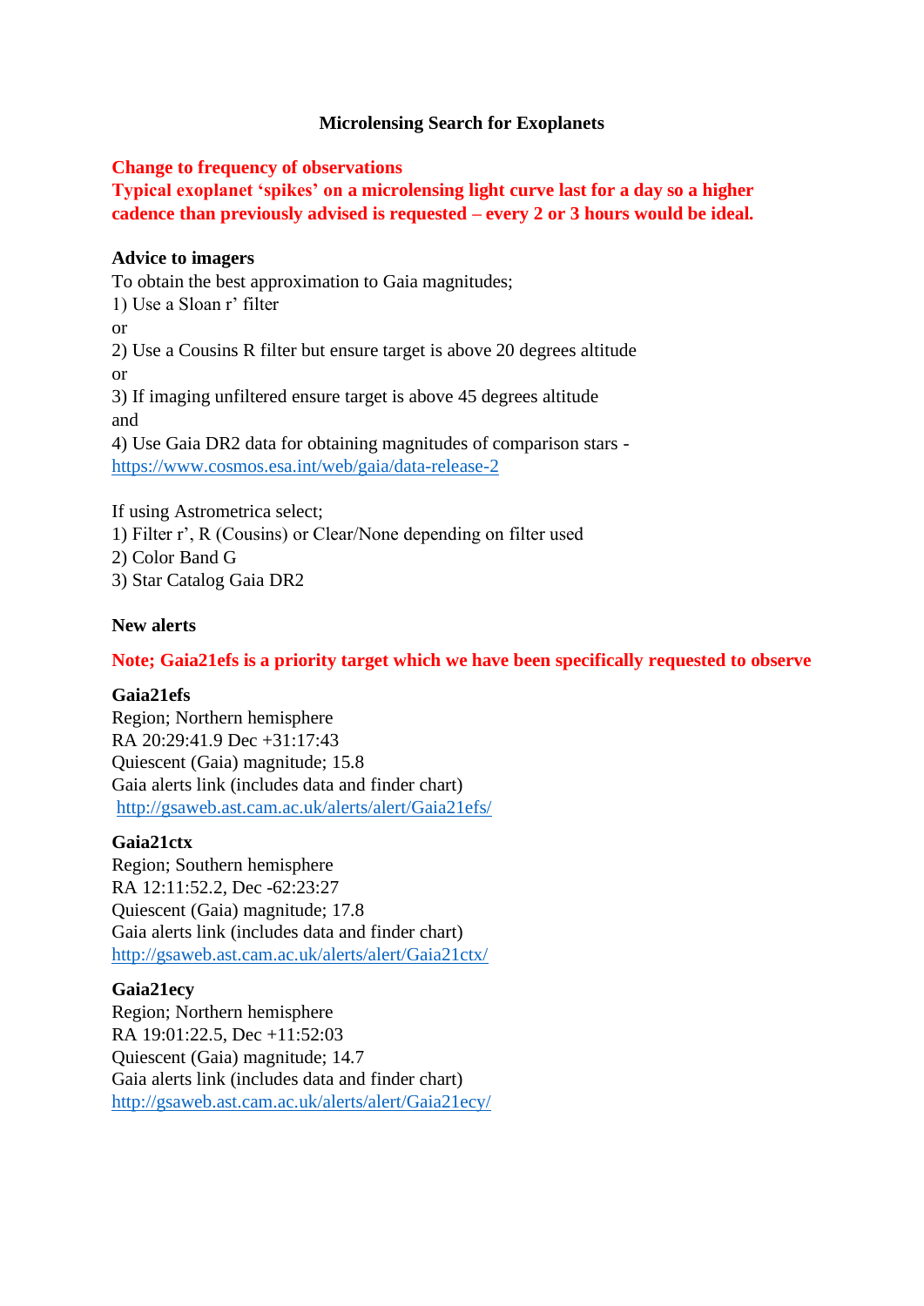# Microlensing Search for Exoplanets

**Change to frequency of observations**
**Typical exoplanet 'spikes' on a microlensing light curve last for a day so a higher cadence than previously advised is requested – every 2 or 3 hours would be ideal.**

**Advice to imagers**

To obtain the best approximation to Gaia magnitudes;
1) Use a Sloan r' filter
or
2) Use a Cousins R filter but ensure target is above 20 degrees altitude
or
3) If imaging unfiltered ensure target is above 45 degrees altitude
and
4) Use Gaia DR2 data for obtaining magnitudes of comparison stars - https://www.cosmos.esa.int/web/gaia/data-release-2

If using Astrometrica select;
1) Filter r', R (Cousins) or Clear/None depending on filter used
2) Color Band G
3) Star Catalog Gaia DR2

**New alerts**

**Note; Gaia21efs is a priority target which we have been specifically requested to observe**

**Gaia21efs**
Region; Northern hemisphere
RA 20:29:41.9 Dec +31:17:43
Quiescent (Gaia) magnitude; 15.8
Gaia alerts link (includes data and finder chart)
http://gsaweb.ast.cam.ac.uk/alerts/alert/Gaia21efs/

**Gaia21ctx**
Region; Southern hemisphere
RA 12:11:52.2, Dec -62:23:27
Quiescent (Gaia) magnitude; 17.8
Gaia alerts link (includes data and finder chart)
http://gsaweb.ast.cam.ac.uk/alerts/alert/Gaia21ctx/

**Gaia21ecy**
Region; Northern hemisphere
RA 19:01:22.5, Dec +11:52:03
Quiescent (Gaia) magnitude; 14.7
Gaia alerts link (includes data and finder chart)
http://gsaweb.ast.cam.ac.uk/alerts/alert/Gaia21ecy/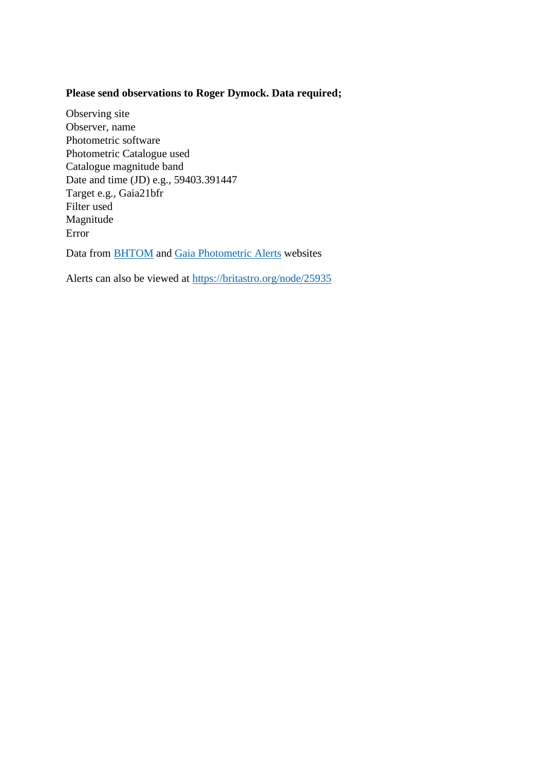**Please send observations to Roger Dymock. Data required;**

Observing site
Observer, name
Photometric software
Photometric Catalogue used
Catalogue magnitude band
Date and time (JD) e.g., 59403.391447
Target e.g., Gaia21bfr
Filter used
Magnitude
Error

Data from BHTOM and Gaia Photometric Alerts websites

Alerts can also be viewed at https://britastro.org/node/25935